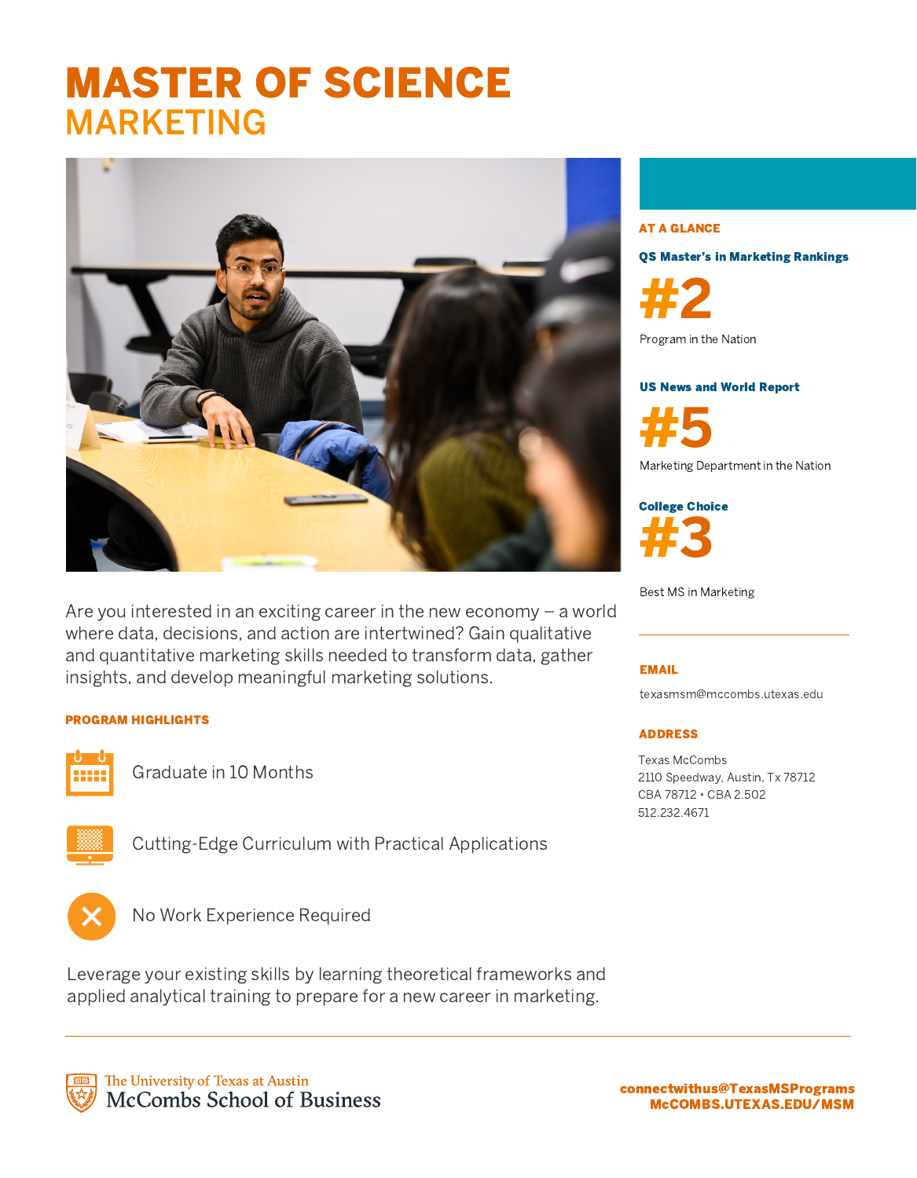# MASTER OF SCIENCE
## MARKETING

Are you interested in an exciting career in the new economy – a world where data, decisions, and action are intertwined? Gain qualitative and quantitative marketing skills needed to transform data, gather insights, and develop meaningful marketing solutions.

**PROGRAM HIGHLIGHTS**

- Graduate in 10 Months
- Cutting-Edge Curriculum with Practical Applications
- No Work Experience Required

Leverage your existing skills by learning theoretical frameworks and applied analytical training to prepare for a new career in marketing.

**AT A GLANCE**

**QS Master's in Marketing Rankings**

**#2**

Program in the Nation

**US News and World Report**

**#5**

Marketing Department in the Nation

**College Choice**

**#3**

Best MS in Marketing

**EMAIL**

texasmsm@mccombs.utexas.edu

**ADDRESS**

Texas McCombs
2110 Speedway, Austin, Tx 78712
CBA 78712 • CBA 2.502
512.232.4671

The University of Texas at Austin
McCombs School of Business

**connectwithus@TexasMSPrograms**
**McCOMBS.UTEXAS.EDU/MSM**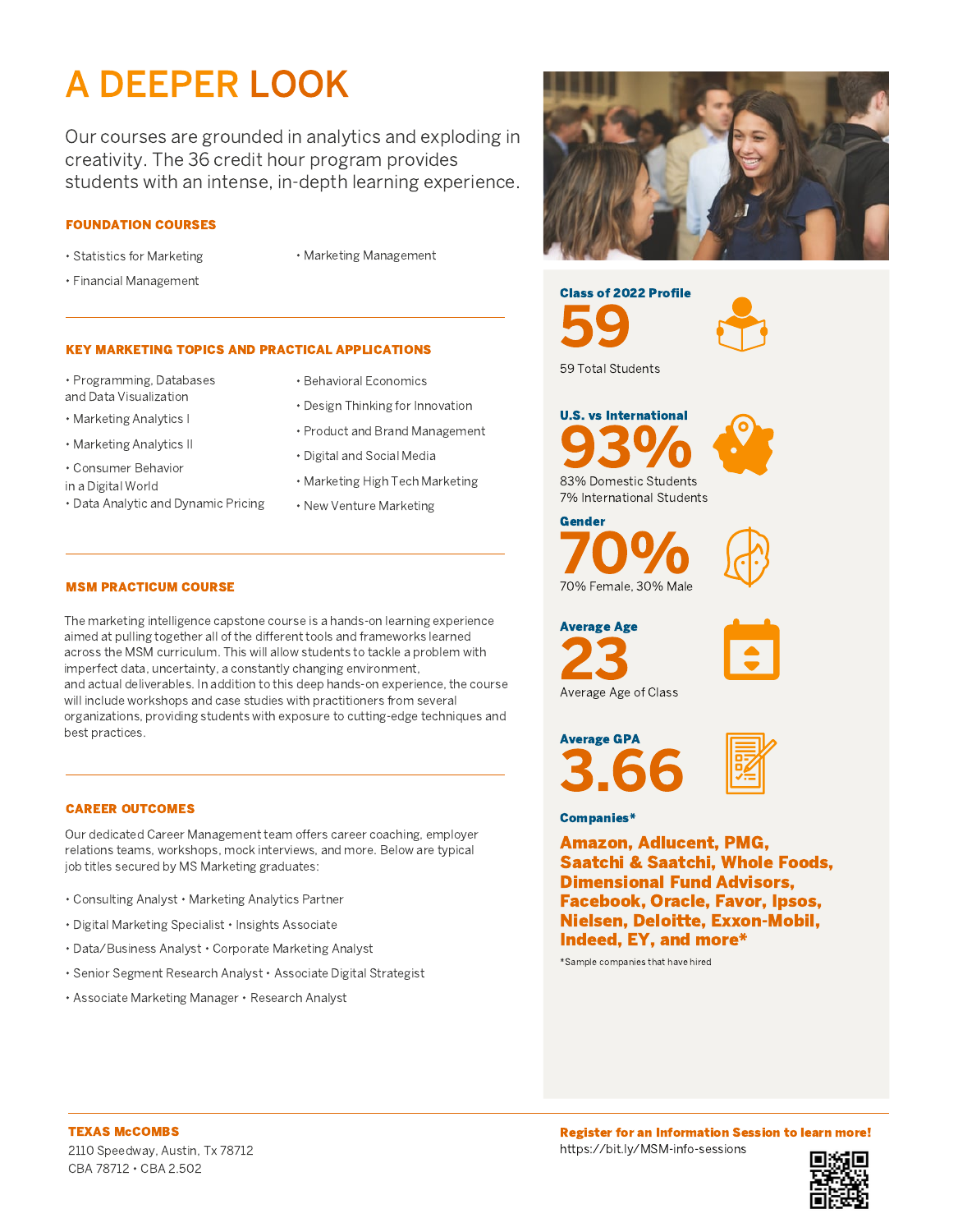# A DEEPER LOOK

Our courses are grounded in analytics and exploding in creativity. The 36 credit hour program provides students with an intense, in-depth learning experience.

## FOUNDATION COURSES

- Statistics for Marketing
- Financial Management
- Marketing Management

## KEY MARKETING TOPICS AND PRACTICAL APPLICATIONS

- Programming, Databases and Data Visualization
- Marketing Analytics I
- Marketing Analytics II
- Consumer Behavior in a Digital World
- Data Analytic and Dynamic Pricing
- Behavioral Economics
- Design Thinking for Innovation
- Product and Brand Management
- Digital and Social Media
- Marketing High Tech Marketing
- New Venture Marketing

## MSM PRACTICUM COURSE

The marketing intelligence capstone course is a hands-on learning experience aimed at pulling together all of the different tools and frameworks learned across the MSM curriculum. This will allow students to tackle a problem with imperfect data, uncertainty, a constantly changing environment, and actual deliverables. In addition to this deep hands-on experience, the course will include workshops and case studies with practitioners from several organizations, providing students with exposure to cutting-edge techniques and best practices.

## CAREER OUTCOMES

Our dedicated Career Management team offers career coaching, employer relations teams, workshops, mock interviews, and more. Below are typical job titles secured by MS Marketing graduates:

- Consulting Analyst • Marketing Analytics Partner
- Digital Marketing Specialist • Insights Associate
- Data/Business Analyst • Corporate Marketing Analyst
- Senior Segment Research Analyst • Associate Digital Strategist
- Associate Marketing Manager • Research Analyst

**Class of 2022 Profile**

**59**

59 Total Students

**U.S. vs International**

**93%**

83% Domestic Students
7% International Students

**Gender**

**70%**

70% Female, 30% Male

**Average Age**

**23**

Average Age of Class

**Average GPA**

**3.66**

**Companies***

**Amazon, Adlucent, PMG, Saatchi & Saatchi, Whole Foods, Dimensional Fund Advisors, Facebook, Oracle, Favor, Ipsos, Nielsen, Deloitte, Exxon-Mobil, Indeed, EY, and more***

*Sample companies that have hired

**TEXAS McCOMBS**
2110 Speedway, Austin, Tx 78712
CBA 78712 • CBA 2.502

**Register for an Information Session to learn more!**
https://bit.ly/MSM-info-sessions